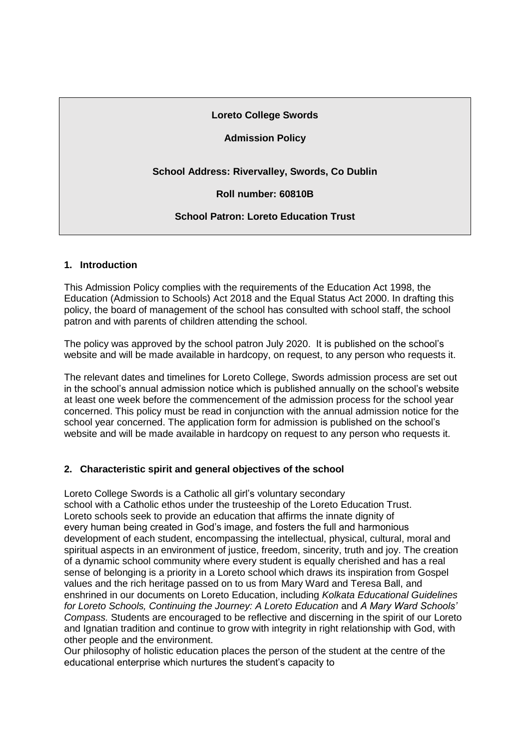**Loreto College Swords**

**Admission Policy**

**School Address: Rivervalley, Swords, Co Dublin**

**Roll number: 60810B**

**School Patron: Loreto Education Trust**

## 1. Introduction

This Admission Policy complies with the requirements of the Education Act 1998, the Education (Admission to Schools) Act 2018 and the Equal Status Act 2000. In drafting this policy, the board of management of the school has consulted with school staff, the school patron and with parents of children attending the school.

The policy was approved by the school patron July 2020. It is published on the school's website and will be made available in hardcopy, on request, to any person who requests it.

The relevant dates and timelines for Loreto College, Swords admission process are set out in the school's annual admission notice which is published annually on the school's website at least one week before the commencement of the admission process for the school year concerned. This policy must be read in conjunction with the annual admission notice for the school year concerned. The application form for admission is published on the school's website and will be made available in hardcopy on request to any person who requests it.

## 2. Characteristic spirit and general objectives of the school

Loreto College Swords is a Catholic all girl's voluntary secondary school with a Catholic ethos under the trusteeship of the Loreto Education Trust. Loreto schools seek to provide an education that affirms the innate dignity of every human being created in God's image, and fosters the full and harmonious development of each student, encompassing the intellectual, physical, cultural, moral and spiritual aspects in an environment of justice, freedom, sincerity, truth and joy. The creation of a dynamic school community where every student is equally cherished and has a real sense of belonging is a priority in a Loreto school which draws its inspiration from Gospel values and the rich heritage passed on to us from Mary Ward and Teresa Ball, and enshrined in our documents on Loreto Education, including *Kolkata Educational Guidelines for Loreto Schools, Continuing the Journey: A Loreto Education* and *A Mary Ward Schools' Compass.* Students are encouraged to be reflective and discerning in the spirit of our Loreto and Ignatian tradition and continue to grow with integrity in right relationship with God, with other people and the environment.

Our philosophy of holistic education places the person of the student at the centre of the educational enterprise which nurtures the student's capacity to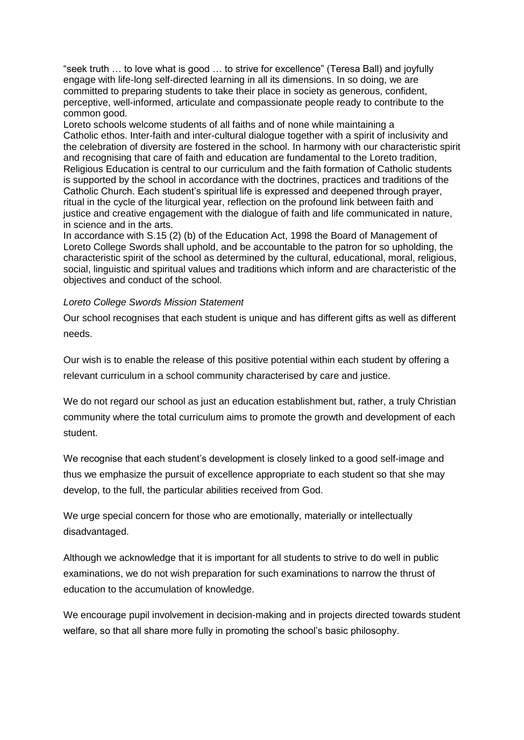"seek truth … to love what is good … to strive for excellence" (Teresa Ball) and joyfully engage with life-long self-directed learning in all its dimensions. In so doing, we are committed to preparing students to take their place in society as generous, confident, perceptive, well-informed, articulate and compassionate people ready to contribute to the common good.

Loreto schools welcome students of all faiths and of none while maintaining a Catholic ethos. Inter-faith and inter-cultural dialogue together with a spirit of inclusivity and the celebration of diversity are fostered in the school. In harmony with our characteristic spirit and recognising that care of faith and education are fundamental to the Loreto tradition, Religious Education is central to our curriculum and the faith formation of Catholic students is supported by the school in accordance with the doctrines, practices and traditions of the Catholic Church. Each student's spiritual life is expressed and deepened through prayer, ritual in the cycle of the liturgical year, reflection on the profound link between faith and justice and creative engagement with the dialogue of faith and life communicated in nature, in science and in the arts.

In accordance with S.15 (2) (b) of the Education Act, 1998 the Board of Management of Loreto College Swords shall uphold, and be accountable to the patron for so upholding, the characteristic spirit of the school as determined by the cultural, educational, moral, religious, social, linguistic and spiritual values and traditions which inform and are characteristic of the objectives and conduct of the school.

*Loreto College Swords Mission Statement*

Our school recognises that each student is unique and has different gifts as well as different needs.

Our wish is to enable the release of this positive potential within each student by offering a relevant curriculum in a school community characterised by care and justice.

We do not regard our school as just an education establishment but, rather, a truly Christian community where the total curriculum aims to promote the growth and development of each student.

We recognise that each student's development is closely linked to a good self-image and thus we emphasize the pursuit of excellence appropriate to each student so that she may develop, to the full, the particular abilities received from God.

We urge special concern for those who are emotionally, materially or intellectually disadvantaged.

Although we acknowledge that it is important for all students to strive to do well in public examinations, we do not wish preparation for such examinations to narrow the thrust of education to the accumulation of knowledge.

We encourage pupil involvement in decision-making and in projects directed towards student welfare, so that all share more fully in promoting the school's basic philosophy.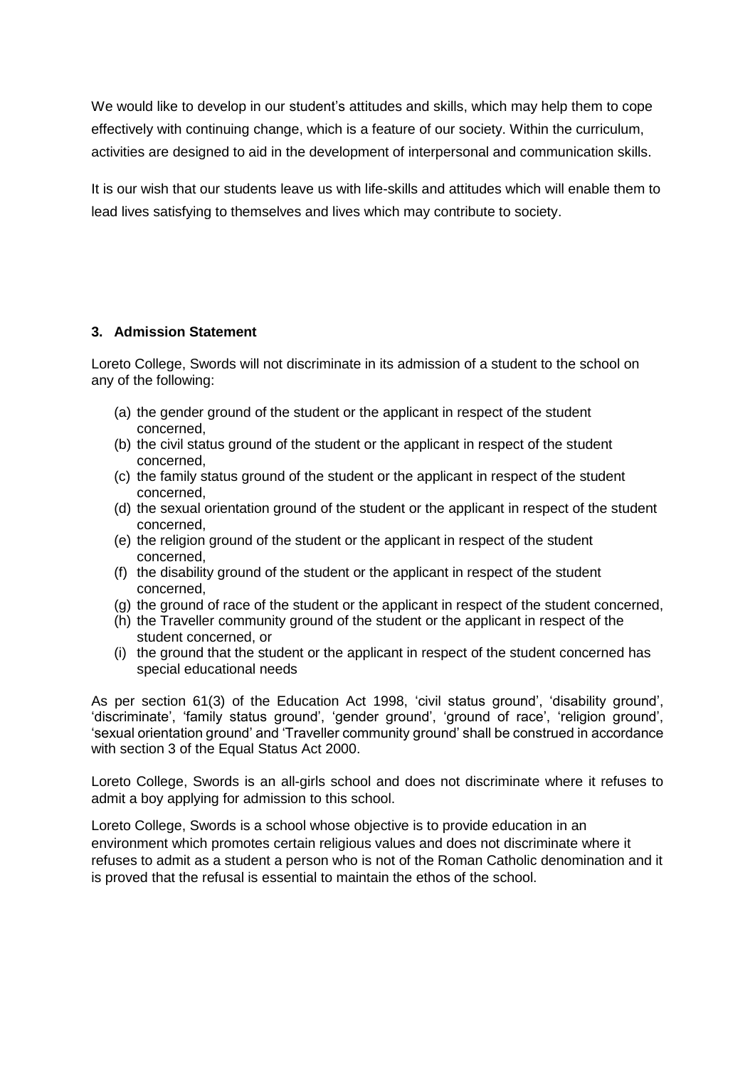We would like to develop in our student's attitudes and skills, which may help them to cope effectively with continuing change, which is a feature of our society. Within the curriculum, activities are designed to aid in the development of interpersonal and communication skills.

It is our wish that our students leave us with life-skills and attitudes which will enable them to lead lives satisfying to themselves and lives which may contribute to society.

### 3. Admission Statement

Loreto College, Swords will not discriminate in its admission of a student to the school on any of the following:

(a) the gender ground of the student or the applicant in respect of the student concerned,
(b) the civil status ground of the student or the applicant in respect of the student concerned,
(c) the family status ground of the student or the applicant in respect of the student concerned,
(d) the sexual orientation ground of the student or the applicant in respect of the student concerned,
(e) the religion ground of the student or the applicant in respect of the student concerned,
(f) the disability ground of the student or the applicant in respect of the student concerned,
(g) the ground of race of the student or the applicant in respect of the student concerned,
(h) the Traveller community ground of the student or the applicant in respect of the student concerned, or
(i) the ground that the student or the applicant in respect of the student concerned has special educational needs

As per section 61(3) of the Education Act 1998, 'civil status ground', 'disability ground', 'discriminate', 'family status ground', 'gender ground', 'ground of race', 'religion ground', 'sexual orientation ground' and 'Traveller community ground' shall be construed in accordance with section 3 of the Equal Status Act 2000.

Loreto College, Swords is an all-girls school and does not discriminate where it refuses to admit a boy applying for admission to this school.

Loreto College, Swords is a school whose objective is to provide education in an environment which promotes certain religious values and does not discriminate where it refuses to admit as a student a person who is not of the Roman Catholic denomination and it is proved that the refusal is essential to maintain the ethos of the school.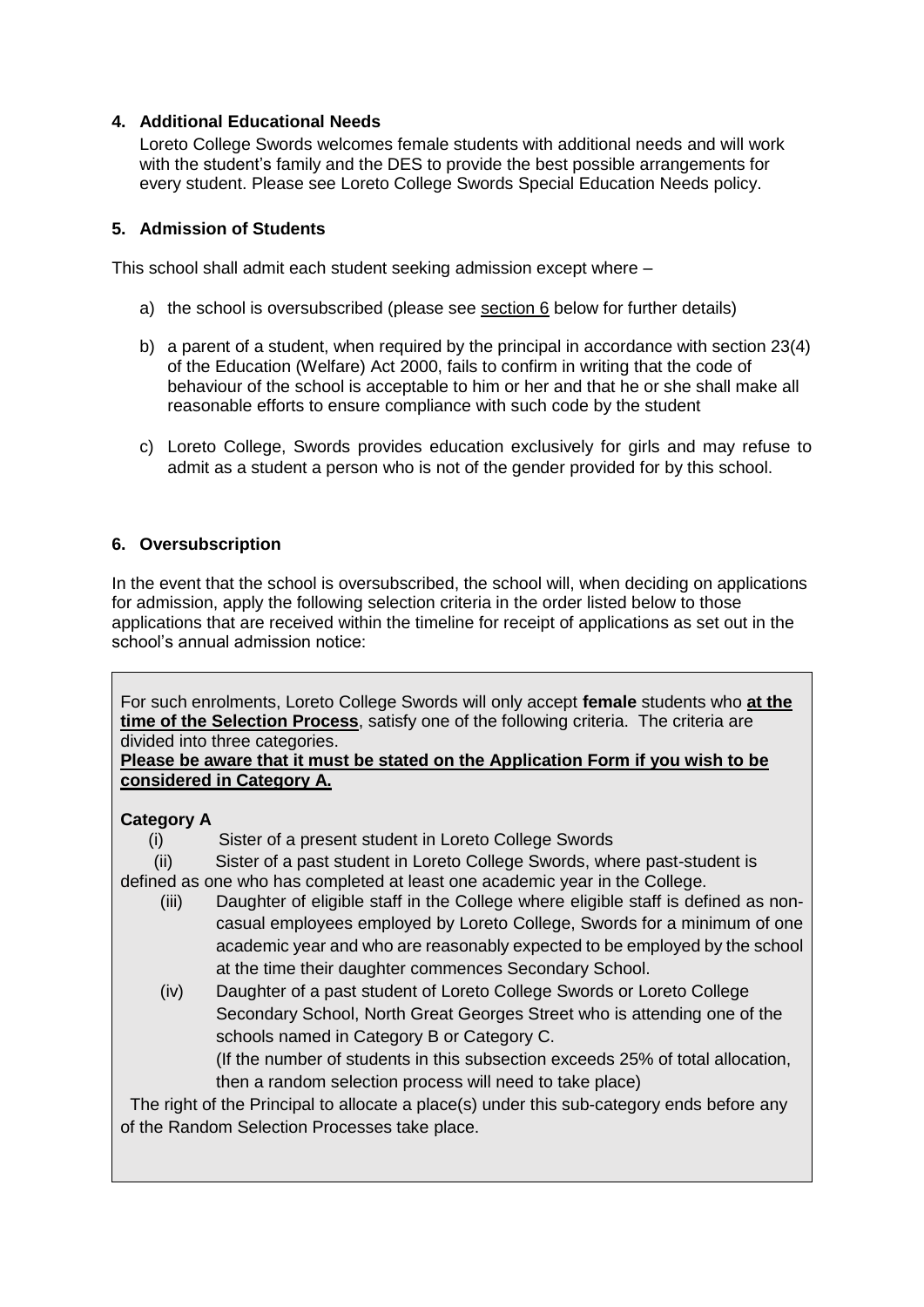## 4. Additional Educational Needs

Loreto College Swords welcomes female students with additional needs and will work with the student's family and the DES to provide the best possible arrangements for every student. Please see Loreto College Swords Special Education Needs policy.

## 5. Admission of Students

This school shall admit each student seeking admission except where –

a) the school is oversubscribed (please see section 6 below for further details)

b) a parent of a student, when required by the principal in accordance with section 23(4) of the Education (Welfare) Act 2000, fails to confirm in writing that the code of behaviour of the school is acceptable to him or her and that he or she shall make all reasonable efforts to ensure compliance with such code by the student

c) Loreto College, Swords provides education exclusively for girls and may refuse to admit as a student a person who is not of the gender provided for by this school.

## 6. Oversubscription

In the event that the school is oversubscribed, the school will, when deciding on applications for admission, apply the following selection criteria in the order listed below to those applications that are received within the timeline for receipt of applications as set out in the school's annual admission notice:

For such enrolments, Loreto College Swords will only accept **female** students who **at the time of the Selection Process**, satisfy one of the following criteria. The criteria are divided into three categories.

**Please be aware that it must be stated on the Application Form if you wish to be considered in Category A.**

**Category A**

(i) Sister of a present student in Loreto College Swords

(ii) Sister of a past student in Loreto College Swords, where past-student is defined as one who has completed at least one academic year in the College.

(iii) Daughter of eligible staff in the College where eligible staff is defined as non-casual employees employed by Loreto College, Swords for a minimum of one academic year and who are reasonably expected to be employed by the school at the time their daughter commences Secondary School.

(iv) Daughter of a past student of Loreto College Swords or Loreto College Secondary School, North Great Georges Street who is attending one of the schools named in Category B or Category C.
(If the number of students in this subsection exceeds 25% of total allocation, then a random selection process will need to take place)

The right of the Principal to allocate a place(s) under this sub-category ends before any of the Random Selection Processes take place.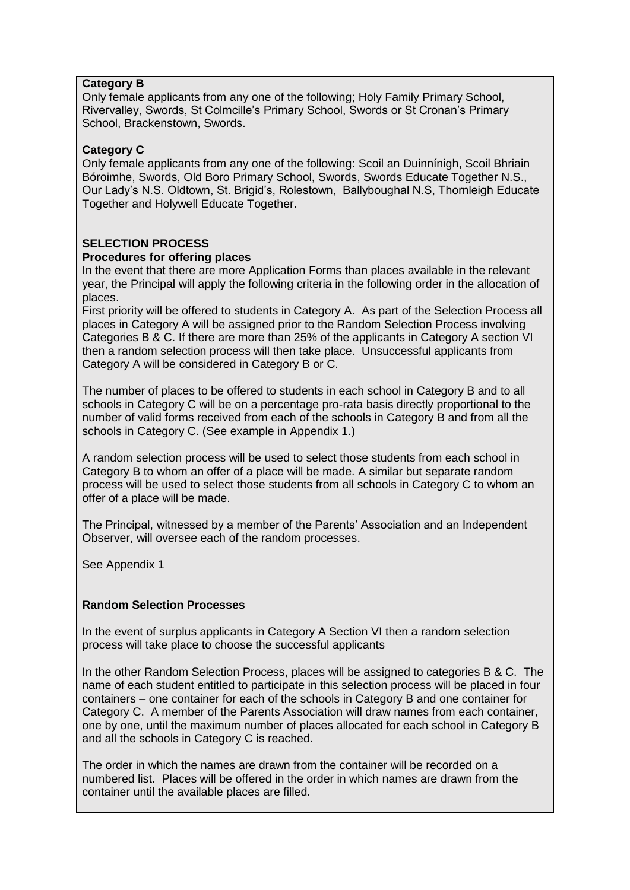**Category B**

Only female applicants from any one of the following; Holy Family Primary School, Rivervalley, Swords, St Colmcille's Primary School, Swords or St Cronan's Primary School, Brackenstown, Swords.

**Category C**

Only female applicants from any one of the following: Scoil an Duinnínigh, Scoil Bhriain Bóroimhe, Swords, Old Boro Primary School, Swords, Swords Educate Together N.S., Our Lady's N.S. Oldtown, St. Brigid's, Rolestown, Ballyboughal N.S, Thornleigh Educate Together and Holywell Educate Together.

**SELECTION PROCESS**

**Procedures for offering places**

In the event that there are more Application Forms than places available in the relevant year, the Principal will apply the following criteria in the following order in the allocation of places.

First priority will be offered to students in Category A. As part of the Selection Process all places in Category A will be assigned prior to the Random Selection Process involving Categories B & C. If there are more than 25% of the applicants in Category A section VI then a random selection process will then take place. Unsuccessful applicants from Category A will be considered in Category B or C.

The number of places to be offered to students in each school in Category B and to all schools in Category C will be on a percentage pro-rata basis directly proportional to the number of valid forms received from each of the schools in Category B and from all the schools in Category C. (See example in Appendix 1.)

A random selection process will be used to select those students from each school in Category B to whom an offer of a place will be made. A similar but separate random process will be used to select those students from all schools in Category C to whom an offer of a place will be made.

The Principal, witnessed by a member of the Parents' Association and an Independent Observer, will oversee each of the random processes.

See Appendix 1

**Random Selection Processes**

In the event of surplus applicants in Category A Section VI then a random selection process will take place to choose the successful applicants

In the other Random Selection Process, places will be assigned to categories B & C. The name of each student entitled to participate in this selection process will be placed in four containers – one container for each of the schools in Category B and one container for Category C. A member of the Parents Association will draw names from each container, one by one, until the maximum number of places allocated for each school in Category B and all the schools in Category C is reached.

The order in which the names are drawn from the container will be recorded on a numbered list. Places will be offered in the order in which names are drawn from the container until the available places are filled.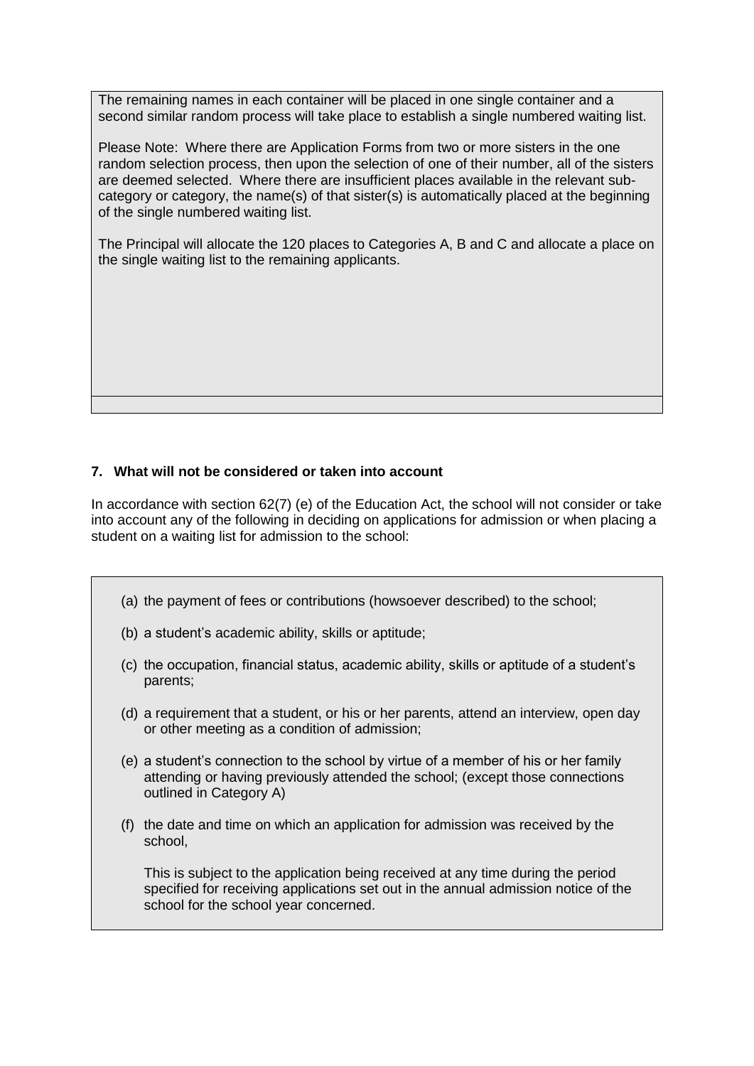The remaining names in each container will be placed in one single container and a second similar random process will take place to establish a single numbered waiting list.

Please Note: Where there are Application Forms from two or more sisters in the one random selection process, then upon the selection of one of their number, all of the sisters are deemed selected. Where there are insufficient places available in the relevant sub-category or category, the name(s) of that sister(s) is automatically placed at the beginning of the single numbered waiting list.

The Principal will allocate the 120 places to Categories A, B and C and allocate a place on the single waiting list to the remaining applicants.

### 7. What will not be considered or taken into account

In accordance with section 62(7) (e) of the Education Act, the school will not consider or take into account any of the following in deciding on applications for admission or when placing a student on a waiting list for admission to the school:

(a) the payment of fees or contributions (howsoever described) to the school;

(b) a student's academic ability, skills or aptitude;

(c) the occupation, financial status, academic ability, skills or aptitude of a student's parents;

(d) a requirement that a student, or his or her parents, attend an interview, open day or other meeting as a condition of admission;

(e) a student's connection to the school by virtue of a member of his or her family attending or having previously attended the school; (except those connections outlined in Category A)

(f) the date and time on which an application for admission was received by the school,

This is subject to the application being received at any time during the period specified for receiving applications set out in the annual admission notice of the school for the school year concerned.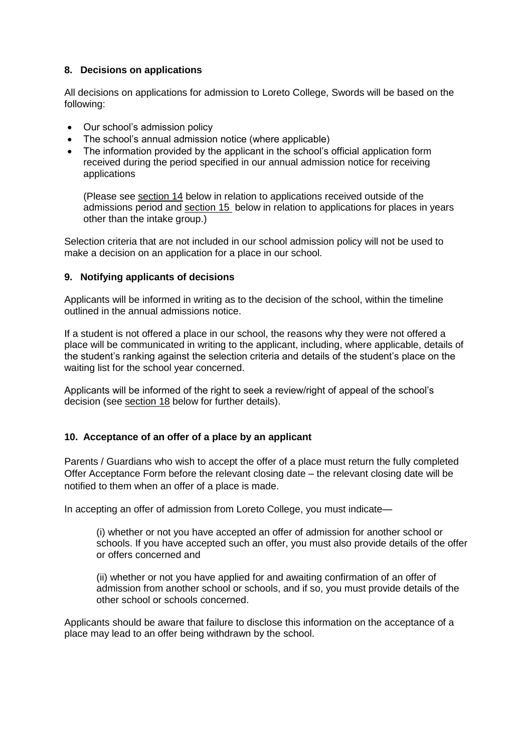## 8. Decisions on applications

All decisions on applications for admission to Loreto College, Swords will be based on the following:

- Our school's admission policy
- The school's annual admission notice (where applicable)
- The information provided by the applicant in the school's official application form received during the period specified in our annual admission notice for receiving applications

  (Please see section 14 below in relation to applications received outside of the admissions period and section 15 below in relation to applications for places in years other than the intake group.)

Selection criteria that are not included in our school admission policy will not be used to make a decision on an application for a place in our school.

## 9. Notifying applicants of decisions

Applicants will be informed in writing as to the decision of the school, within the timeline outlined in the annual admissions notice.

If a student is not offered a place in our school, the reasons why they were not offered a place will be communicated in writing to the applicant, including, where applicable, details of the student's ranking against the selection criteria and details of the student's place on the waiting list for the school year concerned.

Applicants will be informed of the right to seek a review/right of appeal of the school's decision (see section 18 below for further details).

## 10. Acceptance of an offer of a place by an applicant

Parents / Guardians who wish to accept the offer of a place must return the fully completed Offer Acceptance Form before the relevant closing date – the relevant closing date will be notified to them when an offer of a place is made.

In accepting an offer of admission from Loreto College, you must indicate—

> (i) whether or not you have accepted an offer of admission for another school or schools. If you have accepted such an offer, you must also provide details of the offer or offers concerned and
>
> (ii) whether or not you have applied for and awaiting confirmation of an offer of admission from another school or schools, and if so, you must provide details of the other school or schools concerned.

Applicants should be aware that failure to disclose this information on the acceptance of a place may lead to an offer being withdrawn by the school.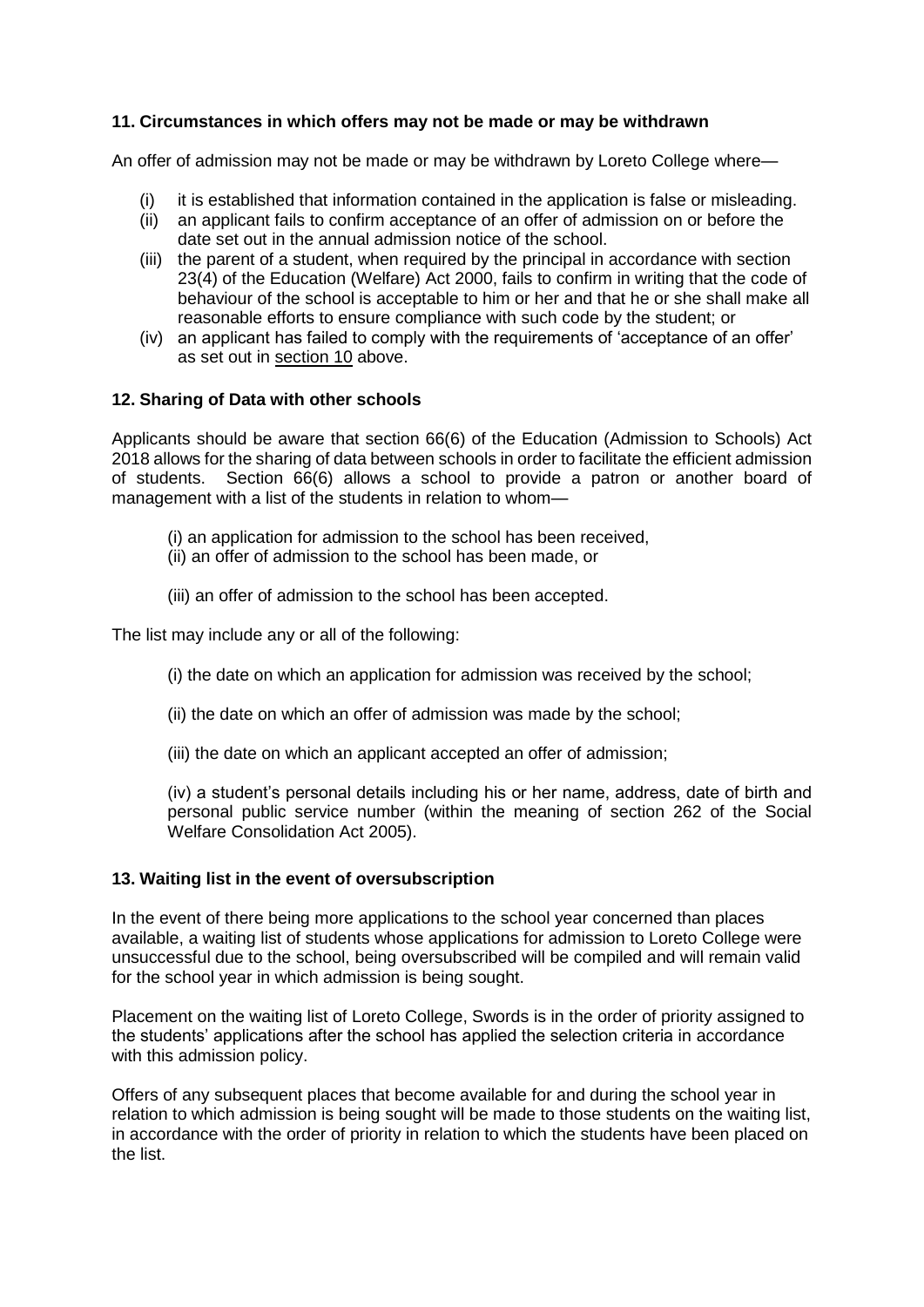### 11. Circumstances in which offers may not be made or may be withdrawn

An offer of admission may not be made or may be withdrawn by Loreto College where—

(i) it is established that information contained in the application is false or misleading.
(ii) an applicant fails to confirm acceptance of an offer of admission on or before the date set out in the annual admission notice of the school.
(iii) the parent of a student, when required by the principal in accordance with section 23(4) of the Education (Welfare) Act 2000, fails to confirm in writing that the code of behaviour of the school is acceptable to him or her and that he or she shall make all reasonable efforts to ensure compliance with such code by the student; or
(iv) an applicant has failed to comply with the requirements of 'acceptance of an offer' as set out in section 10 above.

### 12. Sharing of Data with other schools

Applicants should be aware that section 66(6) of the Education (Admission to Schools) Act 2018 allows for the sharing of data between schools in order to facilitate the efficient admission of students. Section 66(6) allows a school to provide a patron or another board of management with a list of the students in relation to whom—

(i) an application for admission to the school has been received,
(ii) an offer of admission to the school has been made, or
(iii) an offer of admission to the school has been accepted.

The list may include any or all of the following:

(i) the date on which an application for admission was received by the school;

(ii) the date on which an offer of admission was made by the school;

(iii) the date on which an applicant accepted an offer of admission;

(iv) a student's personal details including his or her name, address, date of birth and personal public service number (within the meaning of section 262 of the Social Welfare Consolidation Act 2005).

### 13. Waiting list in the event of oversubscription

In the event of there being more applications to the school year concerned than places available, a waiting list of students whose applications for admission to Loreto College were unsuccessful due to the school, being oversubscribed will be compiled and will remain valid for the school year in which admission is being sought.

Placement on the waiting list of Loreto College, Swords is in the order of priority assigned to the students' applications after the school has applied the selection criteria in accordance with this admission policy.

Offers of any subsequent places that become available for and during the school year in relation to which admission is being sought will be made to those students on the waiting list, in accordance with the order of priority in relation to which the students have been placed on the list.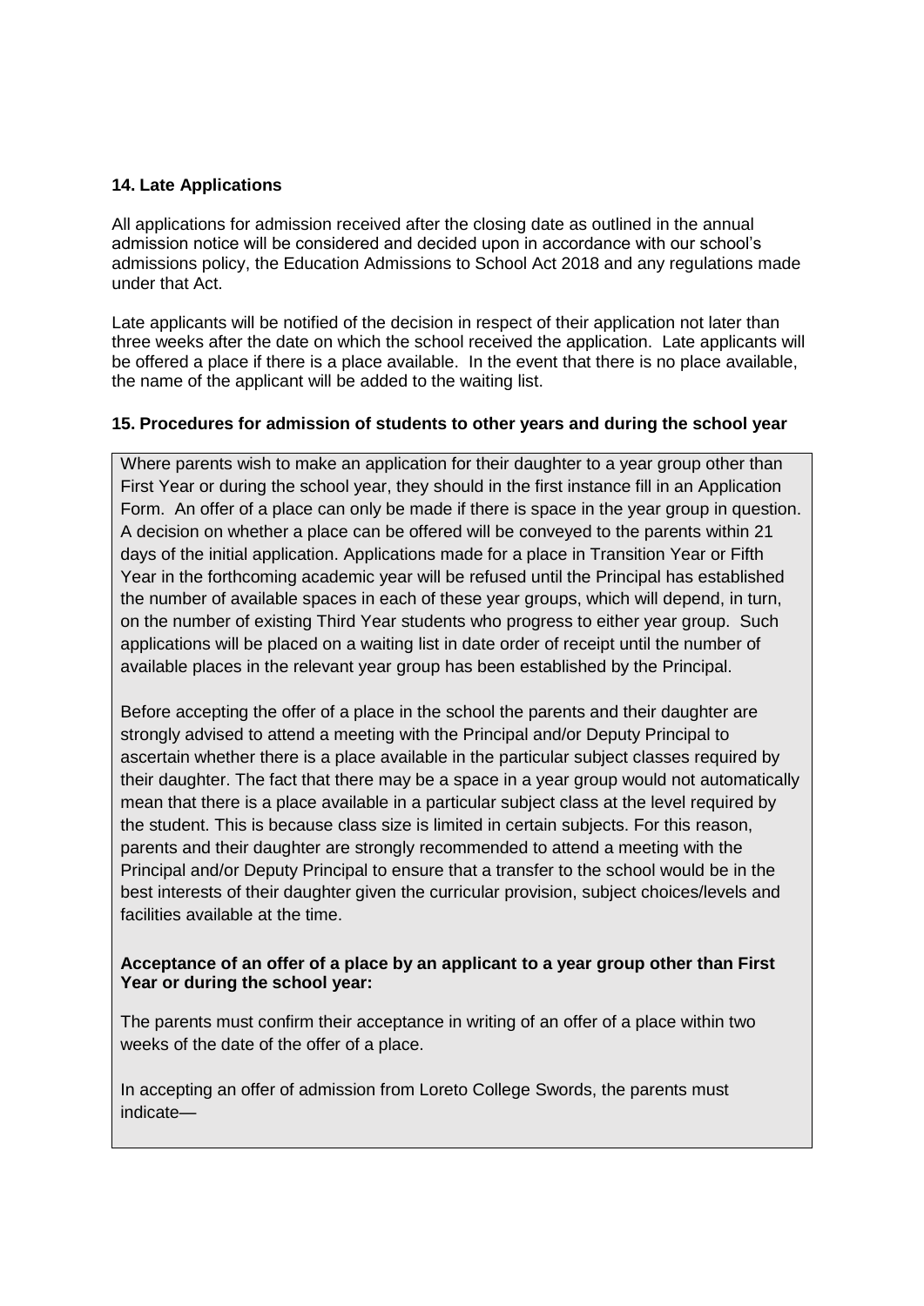## 14. Late Applications

All applications for admission received after the closing date as outlined in the annual admission notice will be considered and decided upon in accordance with our school's admissions policy, the Education Admissions to School Act 2018 and any regulations made under that Act.

Late applicants will be notified of the decision in respect of their application not later than three weeks after the date on which the school received the application. Late applicants will be offered a place if there is a place available. In the event that there is no place available, the name of the applicant will be added to the waiting list.

## 15. Procedures for admission of students to other years and during the school year

Where parents wish to make an application for their daughter to a year group other than First Year or during the school year, they should in the first instance fill in an Application Form. An offer of a place can only be made if there is space in the year group in question. A decision on whether a place can be offered will be conveyed to the parents within 21 days of the initial application. Applications made for a place in Transition Year or Fifth Year in the forthcoming academic year will be refused until the Principal has established the number of available spaces in each of these year groups, which will depend, in turn, on the number of existing Third Year students who progress to either year group. Such applications will be placed on a waiting list in date order of receipt until the number of available places in the relevant year group has been established by the Principal.

Before accepting the offer of a place in the school the parents and their daughter are strongly advised to attend a meeting with the Principal and/or Deputy Principal to ascertain whether there is a place available in the particular subject classes required by their daughter. The fact that there may be a space in a year group would not automatically mean that there is a place available in a particular subject class at the level required by the student. This is because class size is limited in certain subjects. For this reason, parents and their daughter are strongly recommended to attend a meeting with the Principal and/or Deputy Principal to ensure that a transfer to the school would be in the best interests of their daughter given the curricular provision, subject choices/levels and facilities available at the time.

**Acceptance of an offer of a place by an applicant to a year group other than First Year or during the school year:**

The parents must confirm their acceptance in writing of an offer of a place within two weeks of the date of the offer of a place.

In accepting an offer of admission from Loreto College Swords, the parents must indicate—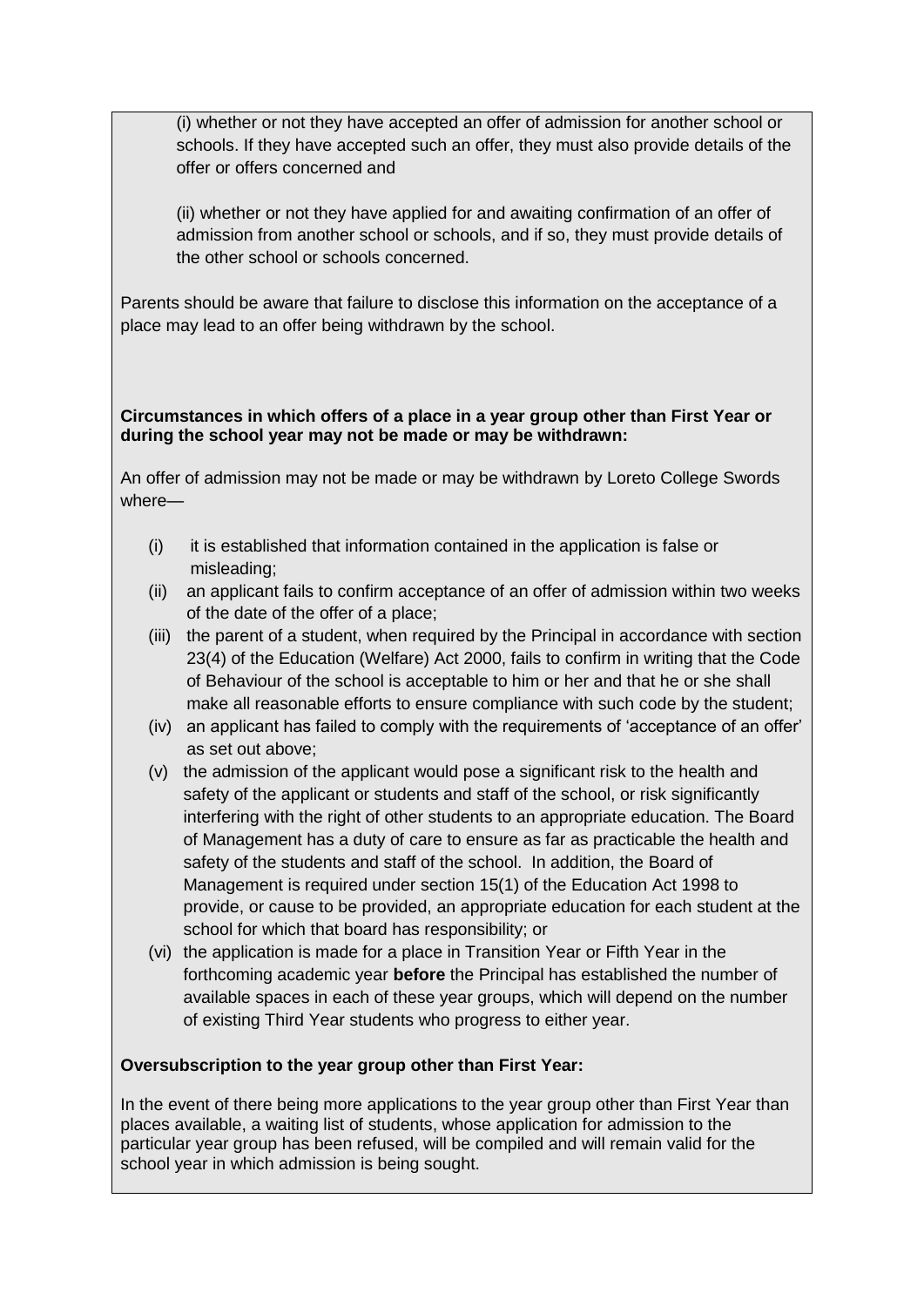(i) whether or not they have accepted an offer of admission for another school or schools. If they have accepted such an offer, they must also provide details of the offer or offers concerned and

(ii) whether or not they have applied for and awaiting confirmation of an offer of admission from another school or schools, and if so, they must provide details of the other school or schools concerned.

Parents should be aware that failure to disclose this information on the acceptance of a place may lead to an offer being withdrawn by the school.

**Circumstances in which offers of a place in a year group other than First Year or during the school year may not be made or may be withdrawn:**

An offer of admission may not be made or may be withdrawn by Loreto College Swords where—

- (i) it is established that information contained in the application is false or misleading;
- (ii) an applicant fails to confirm acceptance of an offer of admission within two weeks of the date of the offer of a place;
- (iii) the parent of a student, when required by the Principal in accordance with section 23(4) of the Education (Welfare) Act 2000, fails to confirm in writing that the Code of Behaviour of the school is acceptable to him or her and that he or she shall make all reasonable efforts to ensure compliance with such code by the student;
- (iv) an applicant has failed to comply with the requirements of 'acceptance of an offer' as set out above;
- (v) the admission of the applicant would pose a significant risk to the health and safety of the applicant or students and staff of the school, or risk significantly interfering with the right of other students to an appropriate education. The Board of Management has a duty of care to ensure as far as practicable the health and safety of the students and staff of the school. In addition, the Board of Management is required under section 15(1) of the Education Act 1998 to provide, or cause to be provided, an appropriate education for each student at the school for which that board has responsibility; or
- (vi) the application is made for a place in Transition Year or Fifth Year in the forthcoming academic year **before** the Principal has established the number of available spaces in each of these year groups, which will depend on the number of existing Third Year students who progress to either year.

**Oversubscription to the year group other than First Year:**

In the event of there being more applications to the year group other than First Year than places available, a waiting list of students, whose application for admission to the particular year group has been refused, will be compiled and will remain valid for the school year in which admission is being sought.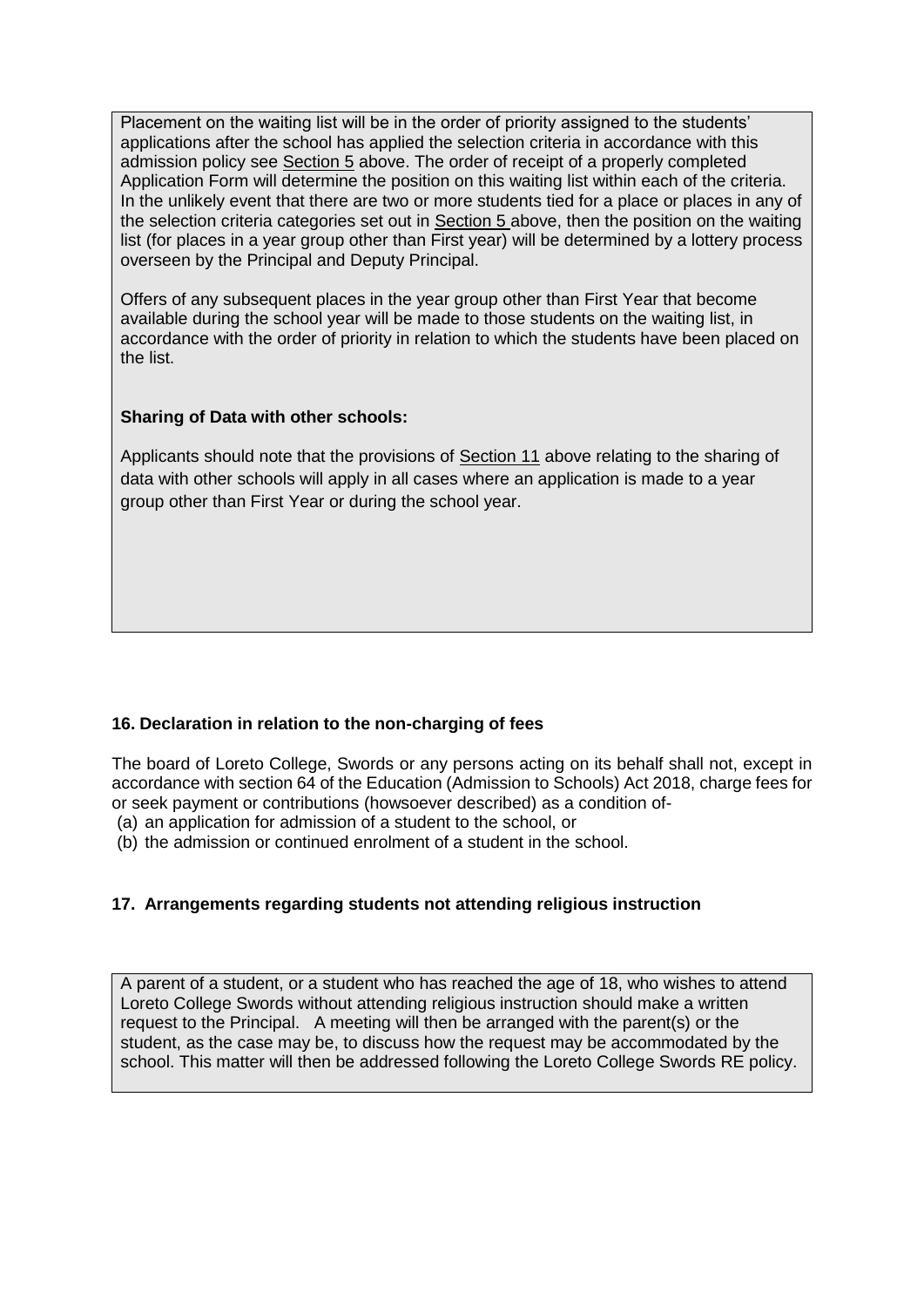Placement on the waiting list will be in the order of priority assigned to the students' applications after the school has applied the selection criteria in accordance with this admission policy see Section 5 above. The order of receipt of a properly completed Application Form will determine the position on this waiting list within each of the criteria. In the unlikely event that there are two or more students tied for a place or places in any of the selection criteria categories set out in Section 5 above, then the position on the waiting list (for places in a year group other than First year) will be determined by a lottery process overseen by the Principal and Deputy Principal.

Offers of any subsequent places in the year group other than First Year that become available during the school year will be made to those students on the waiting list, in accordance with the order of priority in relation to which the students have been placed on the list.

**Sharing of Data with other schools:**

Applicants should note that the provisions of Section 11 above relating to the sharing of data with other schools will apply in all cases where an application is made to a year group other than First Year or during the school year.

### 16. Declaration in relation to the non-charging of fees

The board of Loreto College, Swords or any persons acting on its behalf shall not, except in accordance with section 64 of the Education (Admission to Schools) Act 2018, charge fees for or seek payment or contributions (howsoever described) as a condition of-

(a) an application for admission of a student to the school, or

(b) the admission or continued enrolment of a student in the school.

### 17. Arrangements regarding students not attending religious instruction

A parent of a student, or a student who has reached the age of 18, who wishes to attend Loreto College Swords without attending religious instruction should make a written request to the Principal. A meeting will then be arranged with the parent(s) or the student, as the case may be, to discuss how the request may be accommodated by the school. This matter will then be addressed following the Loreto College Swords RE policy.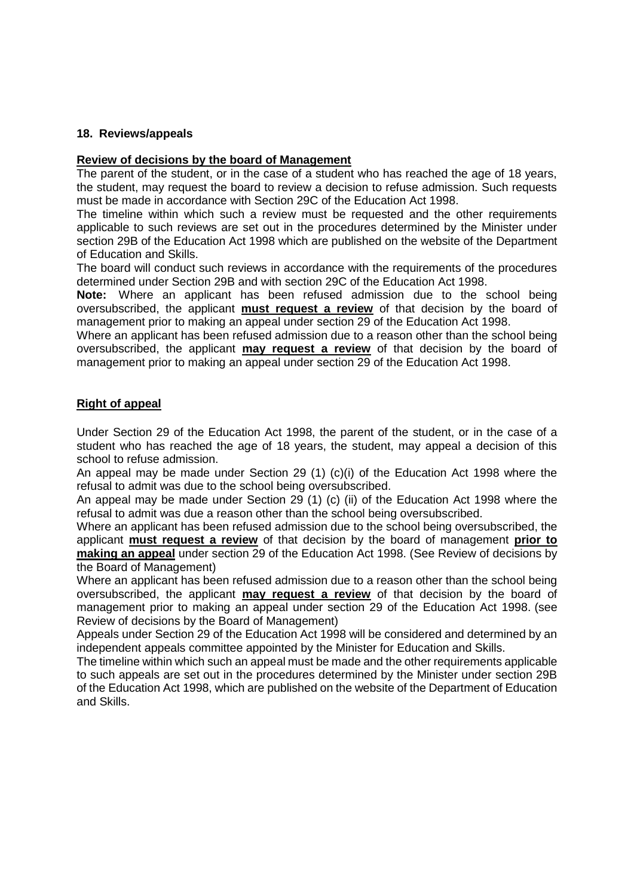## 18. Reviews/appeals

**Review of decisions by the board of Management**

The parent of the student, or in the case of a student who has reached the age of 18 years, the student, may request the board to review a decision to refuse admission. Such requests must be made in accordance with Section 29C of the Education Act 1998.

The timeline within which such a review must be requested and the other requirements applicable to such reviews are set out in the procedures determined by the Minister under section 29B of the Education Act 1998 which are published on the website of the Department of Education and Skills.

The board will conduct such reviews in accordance with the requirements of the procedures determined under Section 29B and with section 29C of the Education Act 1998.

**Note:** Where an applicant has been refused admission due to the school being oversubscribed, the applicant **must request a review** of that decision by the board of management prior to making an appeal under section 29 of the Education Act 1998.

Where an applicant has been refused admission due to a reason other than the school being oversubscribed, the applicant **may request a review** of that decision by the board of management prior to making an appeal under section 29 of the Education Act 1998.

**Right of appeal**

Under Section 29 of the Education Act 1998, the parent of the student, or in the case of a student who has reached the age of 18 years, the student, may appeal a decision of this school to refuse admission.

An appeal may be made under Section 29 (1) (c)(i) of the Education Act 1998 where the refusal to admit was due to the school being oversubscribed.

An appeal may be made under Section 29 (1) (c) (ii) of the Education Act 1998 where the refusal to admit was due a reason other than the school being oversubscribed.

Where an applicant has been refused admission due to the school being oversubscribed, the applicant **must request a review** of that decision by the board of management **prior to making an appeal** under section 29 of the Education Act 1998. (See Review of decisions by the Board of Management)

Where an applicant has been refused admission due to a reason other than the school being oversubscribed, the applicant **may request a review** of that decision by the board of management prior to making an appeal under section 29 of the Education Act 1998. (see Review of decisions by the Board of Management)

Appeals under Section 29 of the Education Act 1998 will be considered and determined by an independent appeals committee appointed by the Minister for Education and Skills.

The timeline within which such an appeal must be made and the other requirements applicable to such appeals are set out in the procedures determined by the Minister under section 29B of the Education Act 1998, which are published on the website of the Department of Education and Skills.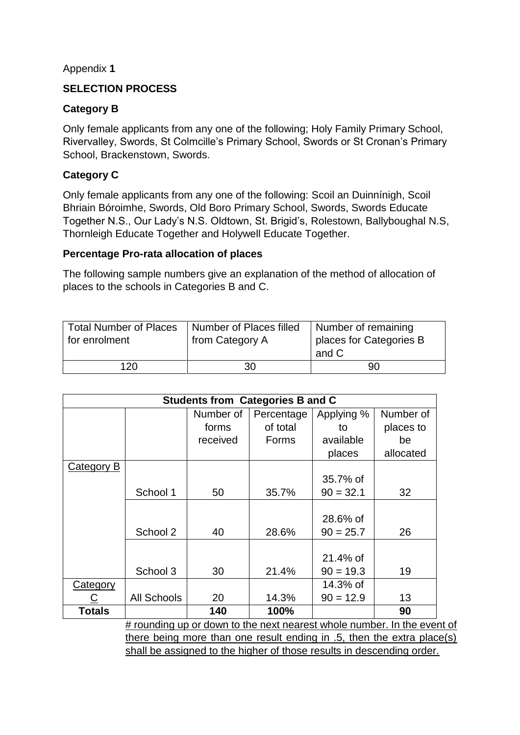Appendix **1**

## SELECTION PROCESS

### Category B

Only female applicants from any one of the following; Holy Family Primary School, Rivervalley, Swords, St Colmcille's Primary School, Swords or St Cronan's Primary School, Brackenstown, Swords.

### Category C

Only female applicants from any one of the following: Scoil an Duinnínigh, Scoil Bhriain Bóroimhe, Swords, Old Boro Primary School, Swords, Swords Educate Together N.S., Our Lady's N.S. Oldtown, St. Brigid's, Rolestown, Ballyboughal N.S, Thornleigh Educate Together and Holywell Educate Together.

### Percentage Pro-rata allocation of places

The following sample numbers give an explanation of the method of allocation of places to the schools in Categories B and C.

| Total Number of Places for enrolment | Number of Places filled from Category A | Number of remaining places for Categories B and C |
|---|---|---|
| 120 | 30 | 90 |

| Students from Categories B and C | | | | | |
|---|---|---|---|---|---|
| | | Number of forms received | Percentage of total Forms | Applying % to available places | Number of places to be allocated |
| Category B | | | | | |
| | School 1 | 50 | 35.7% | 35.7% of 90 = 32.1 | 32 |
| | School 2 | 40 | 28.6% | 28.6% of 90 = 25.7 | 26 |
| | School 3 | 30 | 21.4% | 21.4% of 90 = 19.3 | 19 |
| Category C | All Schools | 20 | 14.3% | 14.3% of 90 = 12.9 | 13 |
| **Totals** | | **140** | **100%** | | **90** |

# rounding up or down to the next nearest whole number. In the event of there being more than one result ending in .5, then the extra place(s) shall be assigned to the higher of those results in descending order.